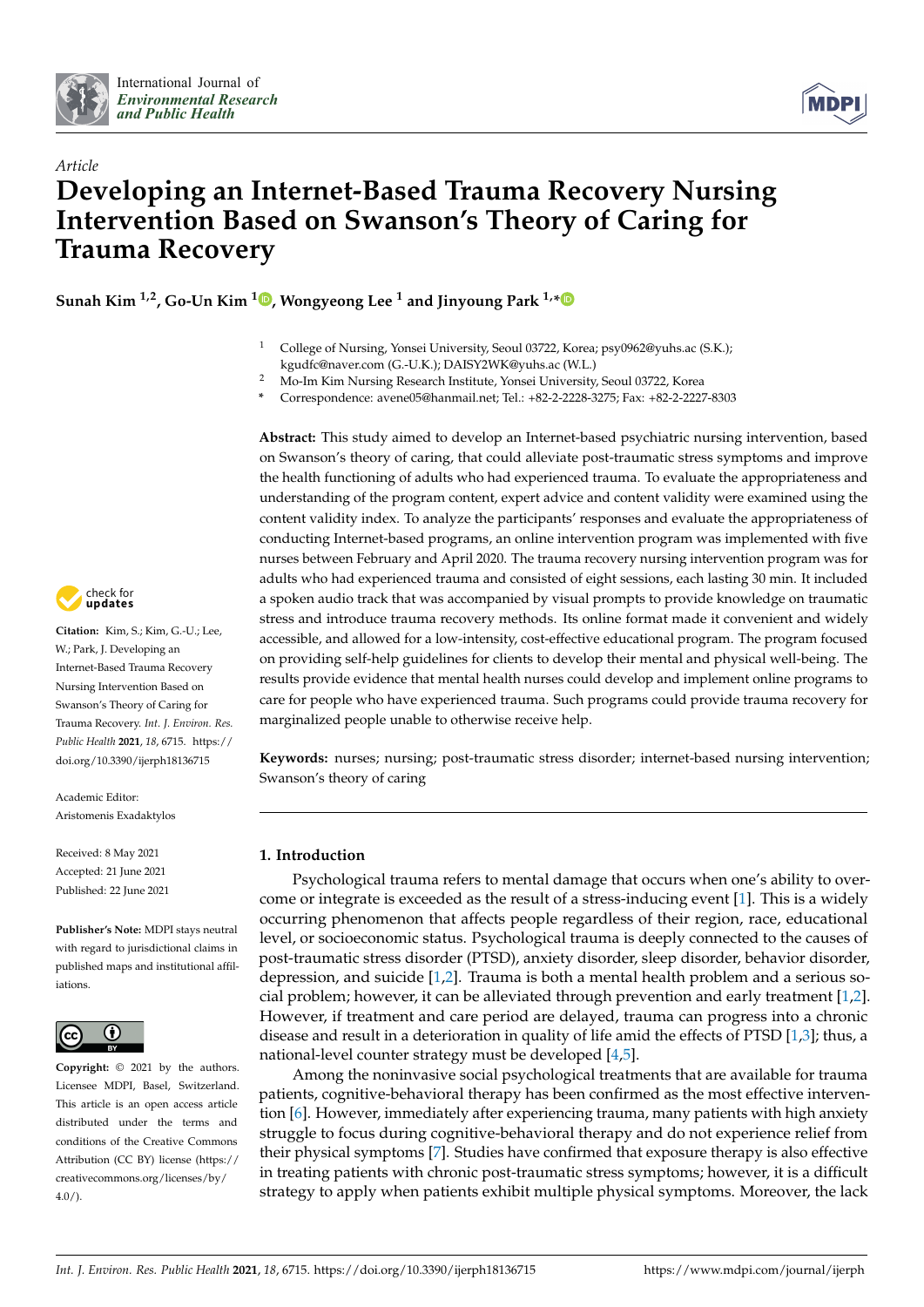*Article*

# Developing an Internet-Based Trauma Recovery Nursing Intervention Based on Swanson's Theory of Caring for Trauma Recovery

**Sunah Kim [1,2], Go-Un Kim [1], Wongyeong Lee [1] and Jinyoung Park [1,*]**

[1] College of Nursing, Yonsei University, Seoul 03722, Korea; psy0962@yuhs.ac (S.K.); kgudfc@naver.com (G.-U.K.); DAISY2WK@yuhs.ac (W.L.)

[2] Mo-Im Kim Nursing Research Institute, Yonsei University, Seoul 03722, Korea

[*] Correspondence: avene05@hanmail.net; Tel.: +82-2-2228-3275; Fax: +82-2-2227-8303

**Abstract:** This study aimed to develop an Internet-based psychiatric nursing intervention, based on Swanson's theory of caring, that could alleviate post-traumatic stress symptoms and improve the health functioning of adults who had experienced trauma. To evaluate the appropriateness and understanding of the program content, expert advice and content validity were examined using the content validity index. To analyze the participants' responses and evaluate the appropriateness of conducting Internet-based programs, an online intervention program was implemented with five nurses between February and April 2020. The trauma recovery nursing intervention program was for adults who had experienced trauma and consisted of eight sessions, each lasting 30 min. It included a spoken audio track that was accompanied by visual prompts to provide knowledge on traumatic stress and introduce trauma recovery methods. Its online format made it convenient and widely accessible, and allowed for a low-intensity, cost-effective educational program. The program focused on providing self-help guidelines for clients to develop their mental and physical well-being. The results provide evidence that mental health nurses could develop and implement online programs to care for people who have experienced trauma. Such programs could provide trauma recovery for marginalized people unable to otherwise receive help.

**Keywords:** nurses; nursing; post-traumatic stress disorder; internet-based nursing intervention; Swanson's theory of caring

**Citation:** Kim, S.; Kim, G.-U.; Lee, W.; Park, J. Developing an Internet-Based Trauma Recovery Nursing Intervention Based on Swanson's Theory of Caring for Trauma Recovery. *Int. J. Environ. Res. Public Health* **2021**, *18*, 6715. https://doi.org/10.3390/ijerph18136715

Academic Editor: Aristomenis Exadaktylos

Received: 8 May 2021
Accepted: 21 June 2021
Published: 22 June 2021

**Publisher's Note:** MDPI stays neutral with regard to jurisdictional claims in published maps and institutional affiliations.

**Copyright:** © 2021 by the authors. Licensee MDPI, Basel, Switzerland. This article is an open access article distributed under the terms and conditions of the Creative Commons Attribution (CC BY) license (https://creativecommons.org/licenses/by/4.0/).

## 1. Introduction

Psychological trauma refers to mental damage that occurs when one's ability to overcome or integrate is exceeded as the result of a stress-inducing event [1]. This is a widely occurring phenomenon that affects people regardless of their region, race, educational level, or socioeconomic status. Psychological trauma is deeply connected to the causes of post-traumatic stress disorder (PTSD), anxiety disorder, sleep disorder, behavior disorder, depression, and suicide [1,2]. Trauma is both a mental health problem and a serious social problem; however, it can be alleviated through prevention and early treatment [1,2]. However, if treatment and care period are delayed, trauma can progress into a chronic disease and result in a deterioration in quality of life amid the effects of PTSD [1,3]; thus, a national-level counter strategy must be developed [4,5].

Among the noninvasive social psychological treatments that are available for trauma patients, cognitive-behavioral therapy has been confirmed as the most effective intervention [6]. However, immediately after experiencing trauma, many patients with high anxiety struggle to focus during cognitive-behavioral therapy and do not experience relief from their physical symptoms [7]. Studies have confirmed that exposure therapy is also effective in treating patients with chronic post-traumatic stress symptoms; however, it is a difficult strategy to apply when patients exhibit multiple physical symptoms. Moreover, the lack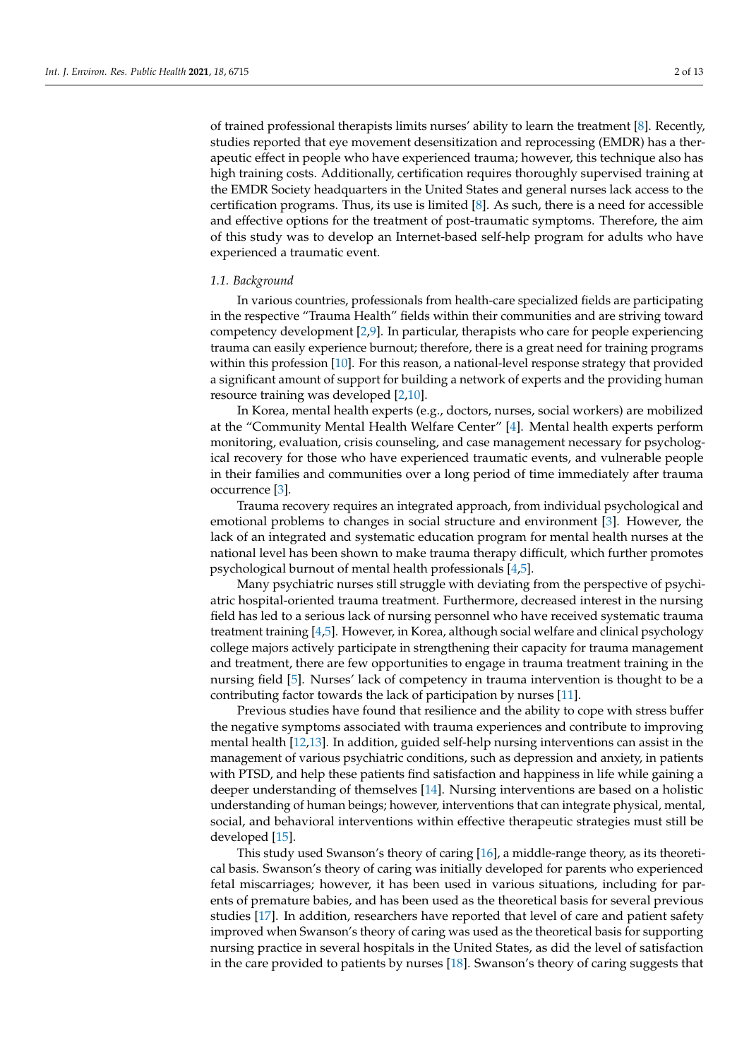of trained professional therapists limits nurses' ability to learn the treatment [8]. Recently, studies reported that eye movement desensitization and reprocessing (EMDR) has a therapeutic effect in people who have experienced trauma; however, this technique also has high training costs. Additionally, certification requires thoroughly supervised training at the EMDR Society headquarters in the United States and general nurses lack access to the certification programs. Thus, its use is limited [8]. As such, there is a need for accessible and effective options for the treatment of post-traumatic symptoms. Therefore, the aim of this study was to develop an Internet-based self-help program for adults who have experienced a traumatic event.

### *1.1. Background*

In various countries, professionals from health-care specialized fields are participating in the respective "Trauma Health" fields within their communities and are striving toward competency development [2,9]. In particular, therapists who care for people experiencing trauma can easily experience burnout; therefore, there is a great need for training programs within this profession [10]. For this reason, a national-level response strategy that provided a significant amount of support for building a network of experts and the providing human resource training was developed [2,10].

In Korea, mental health experts (e.g., doctors, nurses, social workers) are mobilized at the "Community Mental Health Welfare Center" [4]. Mental health experts perform monitoring, evaluation, crisis counseling, and case management necessary for psychological recovery for those who have experienced traumatic events, and vulnerable people in their families and communities over a long period of time immediately after trauma occurrence [3].

Trauma recovery requires an integrated approach, from individual psychological and emotional problems to changes in social structure and environment [3]. However, the lack of an integrated and systematic education program for mental health nurses at the national level has been shown to make trauma therapy difficult, which further promotes psychological burnout of mental health professionals [4,5].

Many psychiatric nurses still struggle with deviating from the perspective of psychiatric hospital-oriented trauma treatment. Furthermore, decreased interest in the nursing field has led to a serious lack of nursing personnel who have received systematic trauma treatment training [4,5]. However, in Korea, although social welfare and clinical psychology college majors actively participate in strengthening their capacity for trauma management and treatment, there are few opportunities to engage in trauma treatment training in the nursing field [5]. Nurses' lack of competency in trauma intervention is thought to be a contributing factor towards the lack of participation by nurses [11].

Previous studies have found that resilience and the ability to cope with stress buffer the negative symptoms associated with trauma experiences and contribute to improving mental health [12,13]. In addition, guided self-help nursing interventions can assist in the management of various psychiatric conditions, such as depression and anxiety, in patients with PTSD, and help these patients find satisfaction and happiness in life while gaining a deeper understanding of themselves [14]. Nursing interventions are based on a holistic understanding of human beings; however, interventions that can integrate physical, mental, social, and behavioral interventions within effective therapeutic strategies must still be developed [15].

This study used Swanson's theory of caring [16], a middle-range theory, as its theoretical basis. Swanson's theory of caring was initially developed for parents who experienced fetal miscarriages; however, it has been used in various situations, including for parents of premature babies, and has been used as the theoretical basis for several previous studies [17]. In addition, researchers have reported that level of care and patient safety improved when Swanson's theory of caring was used as the theoretical basis for supporting nursing practice in several hospitals in the United States, as did the level of satisfaction in the care provided to patients by nurses [18]. Swanson's theory of caring suggests that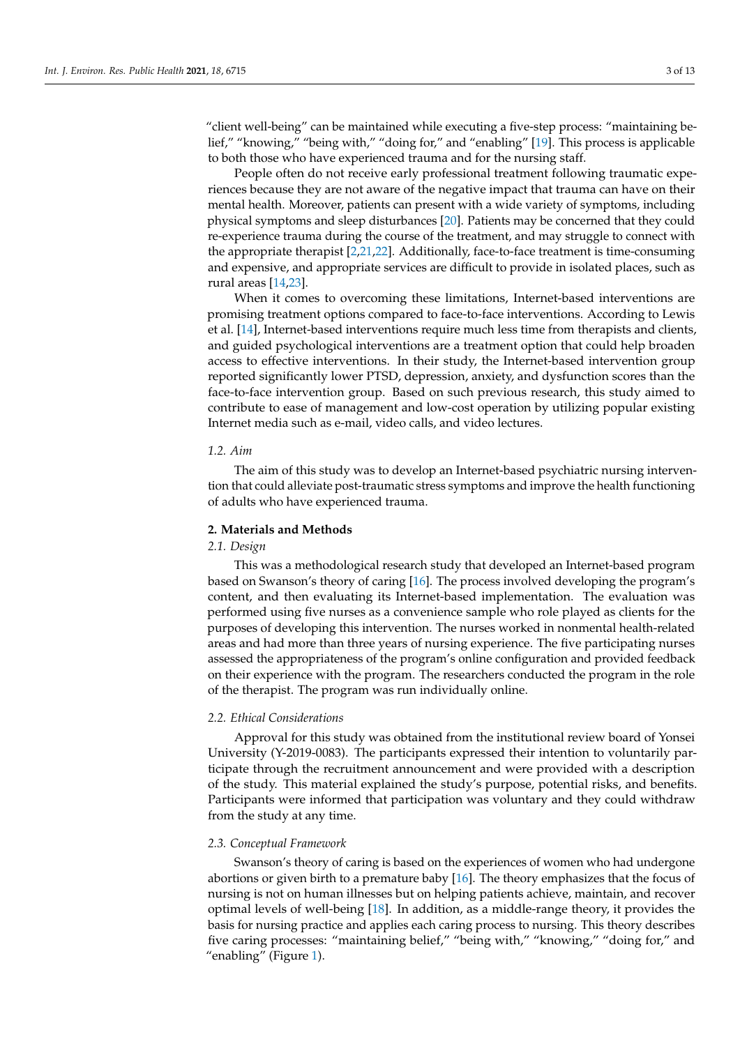"client well-being" can be maintained while executing a five-step process: "maintaining belief," "knowing," "being with," "doing for," and "enabling" [19]. This process is applicable to both those who have experienced trauma and for the nursing staff.

People often do not receive early professional treatment following traumatic experiences because they are not aware of the negative impact that trauma can have on their mental health. Moreover, patients can present with a wide variety of symptoms, including physical symptoms and sleep disturbances [20]. Patients may be concerned that they could re-experience trauma during the course of the treatment, and may struggle to connect with the appropriate therapist [2,21,22]. Additionally, face-to-face treatment is time-consuming and expensive, and appropriate services are difficult to provide in isolated places, such as rural areas [14,23].

When it comes to overcoming these limitations, Internet-based interventions are promising treatment options compared to face-to-face interventions. According to Lewis et al. [14], Internet-based interventions require much less time from therapists and clients, and guided psychological interventions are a treatment option that could help broaden access to effective interventions. In their study, the Internet-based intervention group reported significantly lower PTSD, depression, anxiety, and dysfunction scores than the face-to-face intervention group. Based on such previous research, this study aimed to contribute to ease of management and low-cost operation by utilizing popular existing Internet media such as e-mail, video calls, and video lectures.

### *1.2. Aim*

The aim of this study was to develop an Internet-based psychiatric nursing intervention that could alleviate post-traumatic stress symptoms and improve the health functioning of adults who have experienced trauma.

## **2. Materials and Methods**

### *2.1. Design*

This was a methodological research study that developed an Internet-based program based on Swanson's theory of caring [16]. The process involved developing the program's content, and then evaluating its Internet-based implementation. The evaluation was performed using five nurses as a convenience sample who role played as clients for the purposes of developing this intervention. The nurses worked in nonmental health-related areas and had more than three years of nursing experience. The five participating nurses assessed the appropriateness of the program's online configuration and provided feedback on their experience with the program. The researchers conducted the program in the role of the therapist. The program was run individually online.

### *2.2. Ethical Considerations*

Approval for this study was obtained from the institutional review board of Yonsei University (Y-2019-0083). The participants expressed their intention to voluntarily participate through the recruitment announcement and were provided with a description of the study. This material explained the study's purpose, potential risks, and benefits. Participants were informed that participation was voluntary and they could withdraw from the study at any time.

### *2.3. Conceptual Framework*

Swanson's theory of caring is based on the experiences of women who had undergone abortions or given birth to a premature baby [16]. The theory emphasizes that the focus of nursing is not on human illnesses but on helping patients achieve, maintain, and recover optimal levels of well-being [18]. In addition, as a middle-range theory, it provides the basis for nursing practice and applies each caring process to nursing. This theory describes five caring processes: "maintaining belief," "being with," "knowing," "doing for," and "enabling" (Figure 1).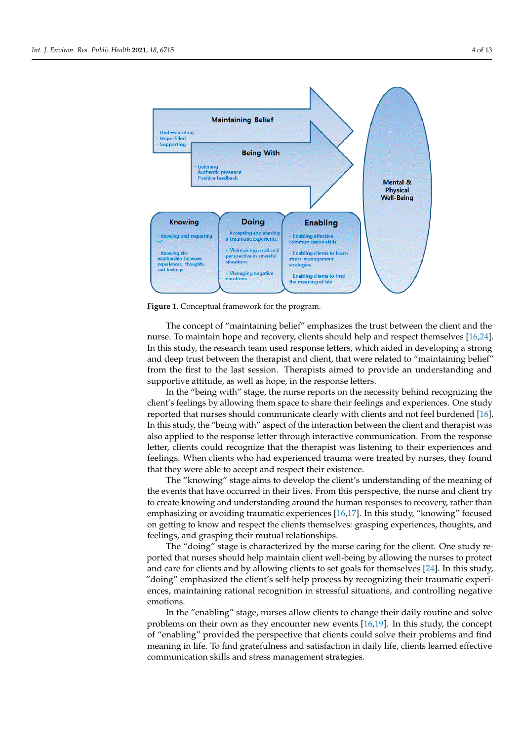**Figure 1.** Conceptual framework for the program.

The concept of "maintaining belief" emphasizes the trust between the client and the nurse. To maintain hope and recovery, clients should help and respect themselves [16,24]. In this study, the research team used response letters, which aided in developing a strong and deep trust between the therapist and client, that were related to "maintaining belief" from the first to the last session. Therapists aimed to provide an understanding and supportive attitude, as well as hope, in the response letters.

In the "being with" stage, the nurse reports on the necessity behind recognizing the client's feelings by allowing them space to share their feelings and experiences. One study reported that nurses should communicate clearly with clients and not feel burdened [16]. In this study, the "being with" aspect of the interaction between the client and therapist was also applied to the response letter through interactive communication. From the response letter, clients could recognize that the therapist was listening to their experiences and feelings. When clients who had experienced trauma were treated by nurses, they found that they were able to accept and respect their existence.

The "knowing" stage aims to develop the client's understanding of the meaning of the events that have occurred in their lives. From this perspective, the nurse and client try to create knowing and understanding around the human responses to recovery, rather than emphasizing or avoiding traumatic experiences [16,17]. In this study, "knowing" focused on getting to know and respect the clients themselves: grasping experiences, thoughts, and feelings, and grasping their mutual relationships.

The "doing" stage is characterized by the nurse caring for the client. One study reported that nurses should help maintain client well-being by allowing the nurses to protect and care for clients and by allowing clients to set goals for themselves [24]. In this study, "doing" emphasized the client's self-help process by recognizing their traumatic experiences, maintaining rational recognition in stressful situations, and controlling negative emotions.

In the "enabling" stage, nurses allow clients to change their daily routine and solve problems on their own as they encounter new events [16,19]. In this study, the concept of "enabling" provided the perspective that clients could solve their problems and find meaning in life. To find gratefulness and satisfaction in daily life, clients learned effective communication skills and stress management strategies.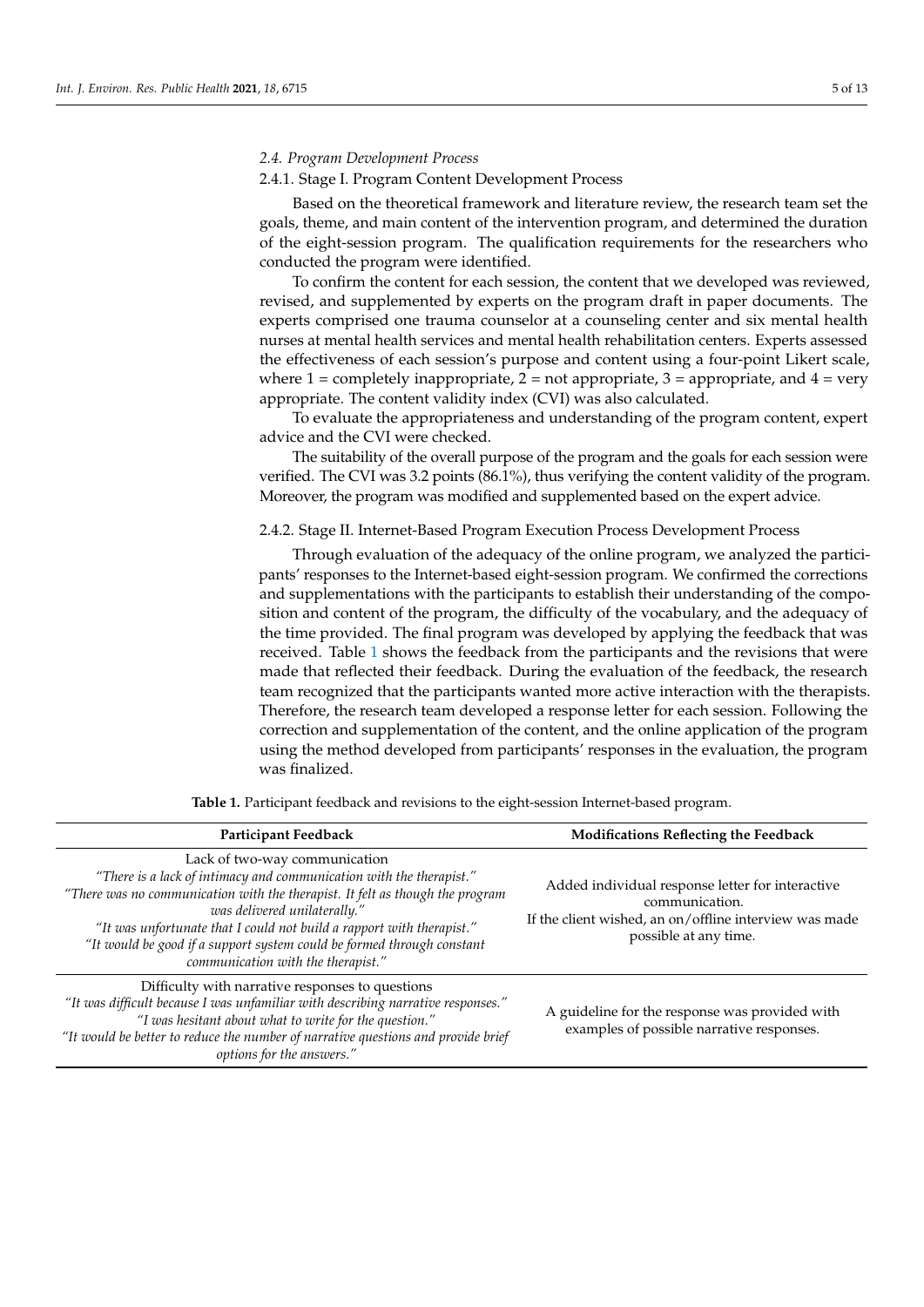### 2.4. Program Development Process

#### 2.4.1. Stage I. Program Content Development Process

Based on the theoretical framework and literature review, the research team set the goals, theme, and main content of the intervention program, and determined the duration of the eight-session program. The qualification requirements for the researchers who conducted the program were identified.

To confirm the content for each session, the content that we developed was reviewed, revised, and supplemented by experts on the program draft in paper documents. The experts comprised one trauma counselor at a counseling center and six mental health nurses at mental health services and mental health rehabilitation centers. Experts assessed the effectiveness of each session's purpose and content using a four-point Likert scale, where 1 = completely inappropriate, 2 = not appropriate, 3 = appropriate, and 4 = very appropriate. The content validity index (CVI) was also calculated.

To evaluate the appropriateness and understanding of the program content, expert advice and the CVI were checked.

The suitability of the overall purpose of the program and the goals for each session were verified. The CVI was 3.2 points (86.1%), thus verifying the content validity of the program. Moreover, the program was modified and supplemented based on the expert advice.

#### 2.4.2. Stage II. Internet-Based Program Execution Process Development Process

Through evaluation of the adequacy of the online program, we analyzed the participants' responses to the Internet-based eight-session program. We confirmed the corrections and supplementations with the participants to establish their understanding of the composition and content of the program, the difficulty of the vocabulary, and the adequacy of the time provided. The final program was developed by applying the feedback that was received. Table 1 shows the feedback from the participants and the revisions that were made that reflected their feedback. During the evaluation of the feedback, the research team recognized that the participants wanted more active interaction with the therapists. Therefore, the research team developed a response letter for each session. Following the correction and supplementation of the content, and the online application of the program using the method developed from participants' responses in the evaluation, the program was finalized.

**Table 1.** Participant feedback and revisions to the eight-session Internet-based program.

| Participant Feedback | Modifications Reflecting the Feedback |
| --- | --- |
| Lack of two-way communication<br>*"There is a lack of intimacy and communication with the therapist."*<br>*"There was no communication with the therapist. It felt as though the program was delivered unilaterally."*<br>*"It was unfortunate that I could not build a rapport with therapist."*<br>*"It would be good if a support system could be formed through constant communication with the therapist."* | Added individual response letter for interactive communication.<br>If the client wished, an on/offline interview was made possible at any time. |
| Difficulty with narrative responses to questions<br>*"It was difficult because I was unfamiliar with describing narrative responses."*<br>*"I was hesitant about what to write for the question."*<br>*"It would be better to reduce the number of narrative questions and provide brief options for the answers."* | A guideline for the response was provided with examples of possible narrative responses. |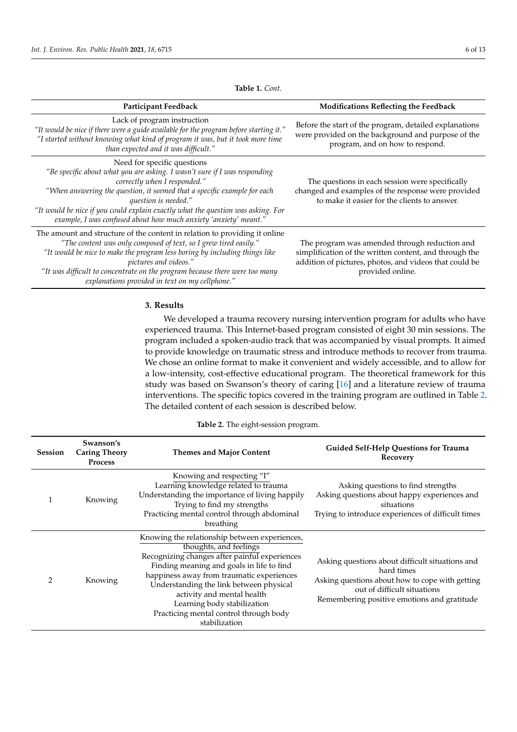**Table 1.** *Cont.*

| Participant Feedback | Modifications Reflecting the Feedback |
|---|---|
| Lack of program instruction *"It would be nice if there were a guide available for the program before starting it."* *"I started without knowing what kind of program it was, but it took more time than expected and it was difficult."* | Before the start of the program, detailed explanations were provided on the background and purpose of the program, and on how to respond. |
| Need for specific questions *"Be specific about what you are asking. I wasn't sure if I was responding correctly when I responded."* *"When answering the question, it seemed that a specific example for each question is needed."* *"It would be nice if you could explain exactly what the question was asking. For example, I was confused about how much anxiety 'anxiety' meant."* | The questions in each session were specifically changed and examples of the response were provided to make it easier for the clients to answer. |
| The amount and structure of the content in relation to providing it online *"The content was only composed of text, so I grew tired easily."* *"It would be nice to make the program less boring by including things like pictures and videos."* *"It was difficult to concentrate on the program because there were too many explanations provided in text on my cellphone."* | The program was amended through reduction and simplification of the written content, and through the addition of pictures, photos, and videos that could be provided online. |

## 3. Results

We developed a trauma recovery nursing intervention program for adults who have experienced trauma. This Internet-based program consisted of eight 30 min sessions. The program included a spoken-audio track that was accompanied by visual prompts. It aimed to provide knowledge on traumatic stress and introduce methods to recover from trauma. We chose an online format to make it convenient and widely accessible, and to allow for a low-intensity, cost-effective educational program. The theoretical framework for this study was based on Swanson's theory of caring [16] and a literature review of trauma interventions. The specific topics covered in the training program are outlined in Table 2. The detailed content of each session is described below.

**Table 2.** The eight-session program.

| Session | Swanson's Caring Theory Process | Themes and Major Content | Guided Self-Help Questions for Trauma Recovery |
|---|---|---|---|
| 1 | Knowing | Knowing and respecting "I"<br>Learning knowledge related to trauma<br>Understanding the importance of living happily<br>Trying to find my strengths<br>Practicing mental control through abdominal breathing | Asking questions to find strengths<br>Asking questions about happy experiences and situations<br>Trying to introduce experiences of difficult times |
| 2 | Knowing | Knowing the relationship between experiences, thoughts, and feelings<br>Recognizing changes after painful experiences<br>Finding meaning and goals in life to find happiness away from traumatic experiences<br>Understanding the link between physical activity and mental health<br>Learning body stabilization<br>Practicing mental control through body stabilization | Asking questions about difficult situations and hard times<br>Asking questions about how to cope with getting out of difficult situations<br>Remembering positive emotions and gratitude |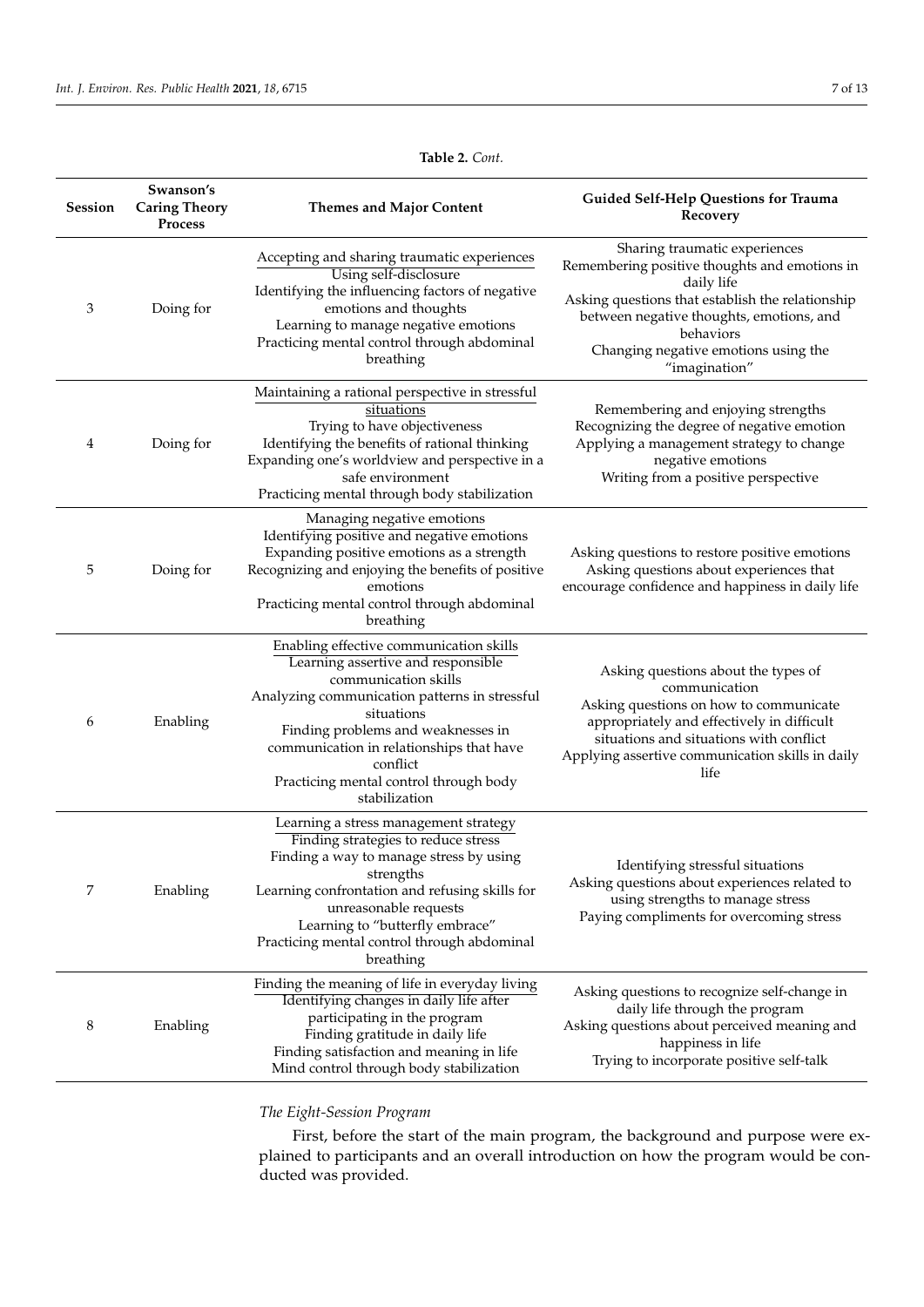**Table 2.** *Cont.*

| Session | Swanson's Caring Theory Process | Themes and Major Content | Guided Self-Help Questions for Trauma Recovery |
|---|---|---|---|
| 3 | Doing for | Accepting and sharing traumatic experiences<br>Using self-disclosure<br>Identifying the influencing factors of negative emotions and thoughts<br>Learning to manage negative emotions<br>Practicing mental control through abdominal breathing | Sharing traumatic experiences<br>Remembering positive thoughts and emotions in daily life<br>Asking questions that establish the relationship between negative thoughts, emotions, and behaviors<br>Changing negative emotions using the "imagination" |
| 4 | Doing for | Maintaining a rational perspective in stressful situations<br>Trying to have objectiveness<br>Identifying the benefits of rational thinking<br>Expanding one's worldview and perspective in a safe environment<br>Practicing mental through body stabilization | Remembering and enjoying strengths<br>Recognizing the degree of negative emotion<br>Applying a management strategy to change negative emotions<br>Writing from a positive perspective |
| 5 | Doing for | Managing negative emotions<br>Identifying positive and negative emotions<br>Expanding positive emotions as a strength<br>Recognizing and enjoying the benefits of positive emotions<br>Practicing mental control through abdominal breathing | Asking questions to restore positive emotions<br>Asking questions about experiences that encourage confidence and happiness in daily life |
| 6 | Enabling | Enabling effective communication skills<br>Learning assertive and responsible communication skills<br>Analyzing communication patterns in stressful situations<br>Finding problems and weaknesses in communication in relationships that have conflict<br>Practicing mental control through body stabilization | Asking questions about the types of communication<br>Asking questions on how to communicate appropriately and effectively in difficult situations and situations with conflict<br>Applying assertive communication skills in daily life |
| 7 | Enabling | Learning a stress management strategy<br>Finding strategies to reduce stress<br>Finding a way to manage stress by using strengths<br>Learning confrontation and refusing skills for unreasonable requests<br>Learning to "butterfly embrace"<br>Practicing mental control through abdominal breathing | Identifying stressful situations<br>Asking questions about experiences related to using strengths to manage stress<br>Paying compliments for overcoming stress |
| 8 | Enabling | Finding the meaning of life in everyday living<br>Identifying changes in daily life after participating in the program<br>Finding gratitude in daily life<br>Finding satisfaction and meaning in life<br>Mind control through body stabilization | Asking questions to recognize self-change in daily life through the program<br>Asking questions about perceived meaning and happiness in life<br>Trying to incorporate positive self-talk |

*The Eight-Session Program*

First, before the start of the main program, the background and purpose were explained to participants and an overall introduction on how the program would be conducted was provided.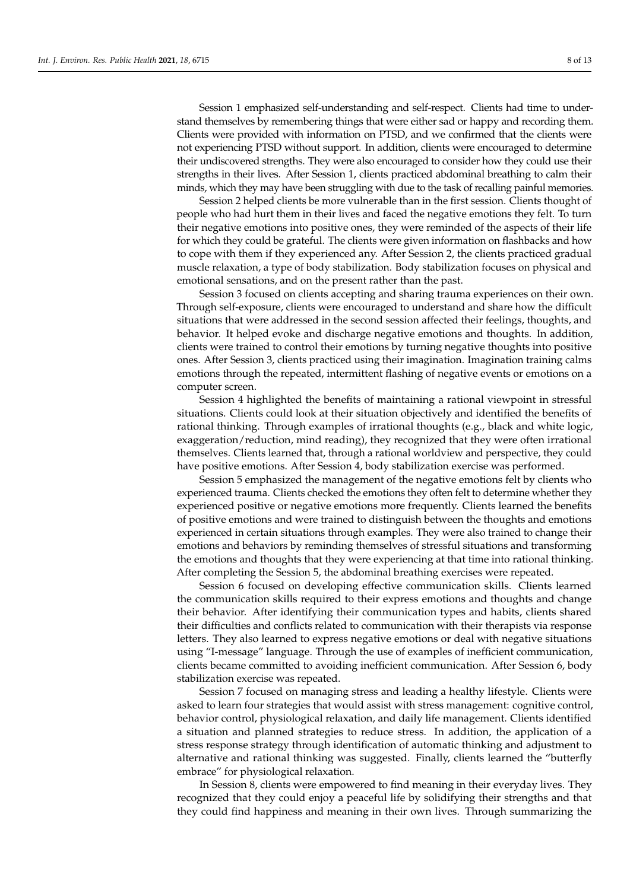Session 1 emphasized self-understanding and self-respect. Clients had time to understand themselves by remembering things that were either sad or happy and recording them. Clients were provided with information on PTSD, and we confirmed that the clients were not experiencing PTSD without support. In addition, clients were encouraged to determine their undiscovered strengths. They were also encouraged to consider how they could use their strengths in their lives. After Session 1, clients practiced abdominal breathing to calm their minds, which they may have been struggling with due to the task of recalling painful memories.

Session 2 helped clients be more vulnerable than in the first session. Clients thought of people who had hurt them in their lives and faced the negative emotions they felt. To turn their negative emotions into positive ones, they were reminded of the aspects of their life for which they could be grateful. The clients were given information on flashbacks and how to cope with them if they experienced any. After Session 2, the clients practiced gradual muscle relaxation, a type of body stabilization. Body stabilization focuses on physical and emotional sensations, and on the present rather than the past.

Session 3 focused on clients accepting and sharing trauma experiences on their own. Through self-exposure, clients were encouraged to understand and share how the difficult situations that were addressed in the second session affected their feelings, thoughts, and behavior. It helped evoke and discharge negative emotions and thoughts. In addition, clients were trained to control their emotions by turning negative thoughts into positive ones. After Session 3, clients practiced using their imagination. Imagination training calms emotions through the repeated, intermittent flashing of negative events or emotions on a computer screen.

Session 4 highlighted the benefits of maintaining a rational viewpoint in stressful situations. Clients could look at their situation objectively and identified the benefits of rational thinking. Through examples of irrational thoughts (e.g., black and white logic, exaggeration/reduction, mind reading), they recognized that they were often irrational themselves. Clients learned that, through a rational worldview and perspective, they could have positive emotions. After Session 4, body stabilization exercise was performed.

Session 5 emphasized the management of the negative emotions felt by clients who experienced trauma. Clients checked the emotions they often felt to determine whether they experienced positive or negative emotions more frequently. Clients learned the benefits of positive emotions and were trained to distinguish between the thoughts and emotions experienced in certain situations through examples. They were also trained to change their emotions and behaviors by reminding themselves of stressful situations and transforming the emotions and thoughts that they were experiencing at that time into rational thinking. After completing the Session 5, the abdominal breathing exercises were repeated.

Session 6 focused on developing effective communication skills. Clients learned the communication skills required to their express emotions and thoughts and change their behavior. After identifying their communication types and habits, clients shared their difficulties and conflicts related to communication with their therapists via response letters. They also learned to express negative emotions or deal with negative situations using "I-message" language. Through the use of examples of inefficient communication, clients became committed to avoiding inefficient communication. After Session 6, body stabilization exercise was repeated.

Session 7 focused on managing stress and leading a healthy lifestyle. Clients were asked to learn four strategies that would assist with stress management: cognitive control, behavior control, physiological relaxation, and daily life management. Clients identified a situation and planned strategies to reduce stress. In addition, the application of a stress response strategy through identification of automatic thinking and adjustment to alternative and rational thinking was suggested. Finally, clients learned the "butterfly embrace" for physiological relaxation.

In Session 8, clients were empowered to find meaning in their everyday lives. They recognized that they could enjoy a peaceful life by solidifying their strengths and that they could find happiness and meaning in their own lives. Through summarizing the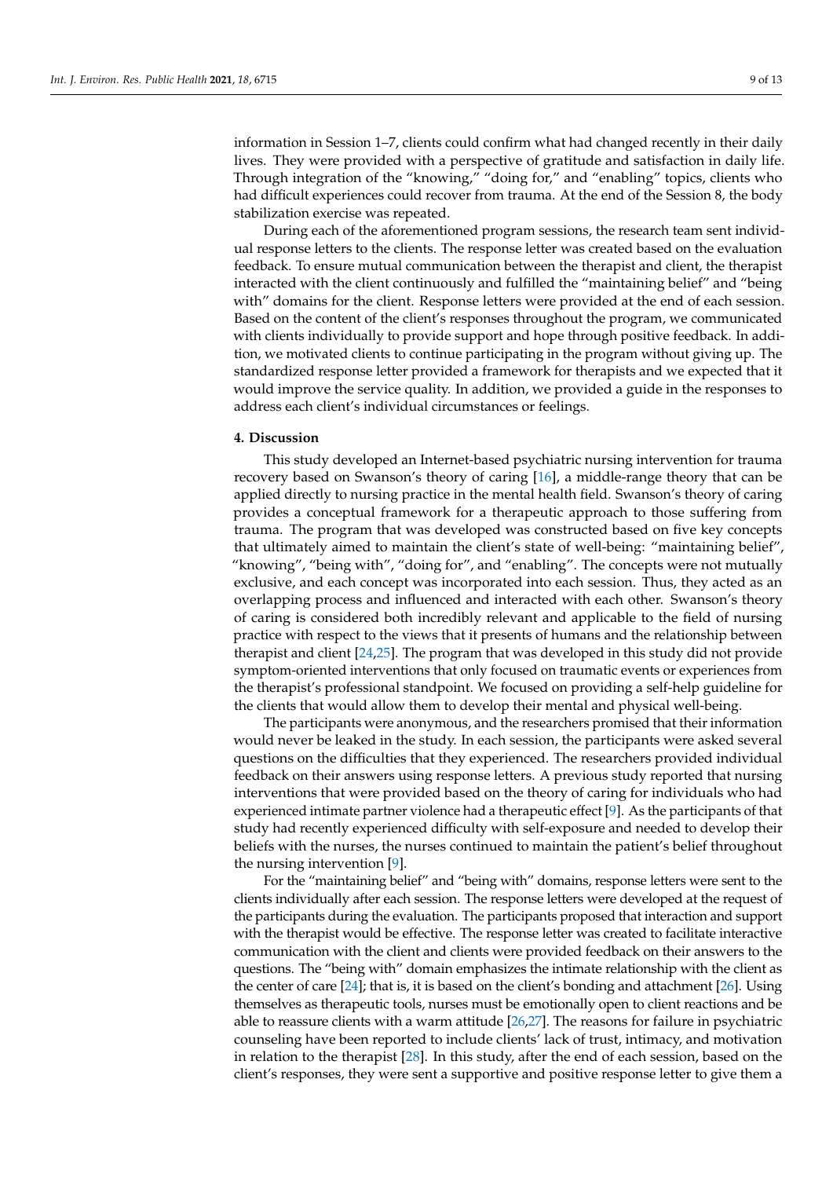information in Session 1–7, clients could confirm what had changed recently in their daily lives. They were provided with a perspective of gratitude and satisfaction in daily life. Through integration of the "knowing," "doing for," and "enabling" topics, clients who had difficult experiences could recover from trauma. At the end of the Session 8, the body stabilization exercise was repeated.

During each of the aforementioned program sessions, the research team sent individual response letters to the clients. The response letter was created based on the evaluation feedback. To ensure mutual communication between the therapist and client, the therapist interacted with the client continuously and fulfilled the "maintaining belief" and "being with" domains for the client. Response letters were provided at the end of each session. Based on the content of the client's responses throughout the program, we communicated with clients individually to provide support and hope through positive feedback. In addition, we motivated clients to continue participating in the program without giving up. The standardized response letter provided a framework for therapists and we expected that it would improve the service quality. In addition, we provided a guide in the responses to address each client's individual circumstances or feelings.

## 4. Discussion

This study developed an Internet-based psychiatric nursing intervention for trauma recovery based on Swanson's theory of caring [16], a middle-range theory that can be applied directly to nursing practice in the mental health field. Swanson's theory of caring provides a conceptual framework for a therapeutic approach to those suffering from trauma. The program that was developed was constructed based on five key concepts that ultimately aimed to maintain the client's state of well-being: "maintaining belief", "knowing", "being with", "doing for", and "enabling". The concepts were not mutually exclusive, and each concept was incorporated into each session. Thus, they acted as an overlapping process and influenced and interacted with each other. Swanson's theory of caring is considered both incredibly relevant and applicable to the field of nursing practice with respect to the views that it presents of humans and the relationship between therapist and client [24,25]. The program that was developed in this study did not provide symptom-oriented interventions that only focused on traumatic events or experiences from the therapist's professional standpoint. We focused on providing a self-help guideline for the clients that would allow them to develop their mental and physical well-being.

The participants were anonymous, and the researchers promised that their information would never be leaked in the study. In each session, the participants were asked several questions on the difficulties that they experienced. The researchers provided individual feedback on their answers using response letters. A previous study reported that nursing interventions that were provided based on the theory of caring for individuals who had experienced intimate partner violence had a therapeutic effect [9]. As the participants of that study had recently experienced difficulty with self-exposure and needed to develop their beliefs with the nurses, the nurses continued to maintain the patient's belief throughout the nursing intervention [9].

For the "maintaining belief" and "being with" domains, response letters were sent to the clients individually after each session. The response letters were developed at the request of the participants during the evaluation. The participants proposed that interaction and support with the therapist would be effective. The response letter was created to facilitate interactive communication with the client and clients were provided feedback on their answers to the questions. The "being with" domain emphasizes the intimate relationship with the client as the center of care [24]; that is, it is based on the client's bonding and attachment [26]. Using themselves as therapeutic tools, nurses must be emotionally open to client reactions and be able to reassure clients with a warm attitude [26,27]. The reasons for failure in psychiatric counseling have been reported to include clients' lack of trust, intimacy, and motivation in relation to the therapist [28]. In this study, after the end of each session, based on the client's responses, they were sent a supportive and positive response letter to give them a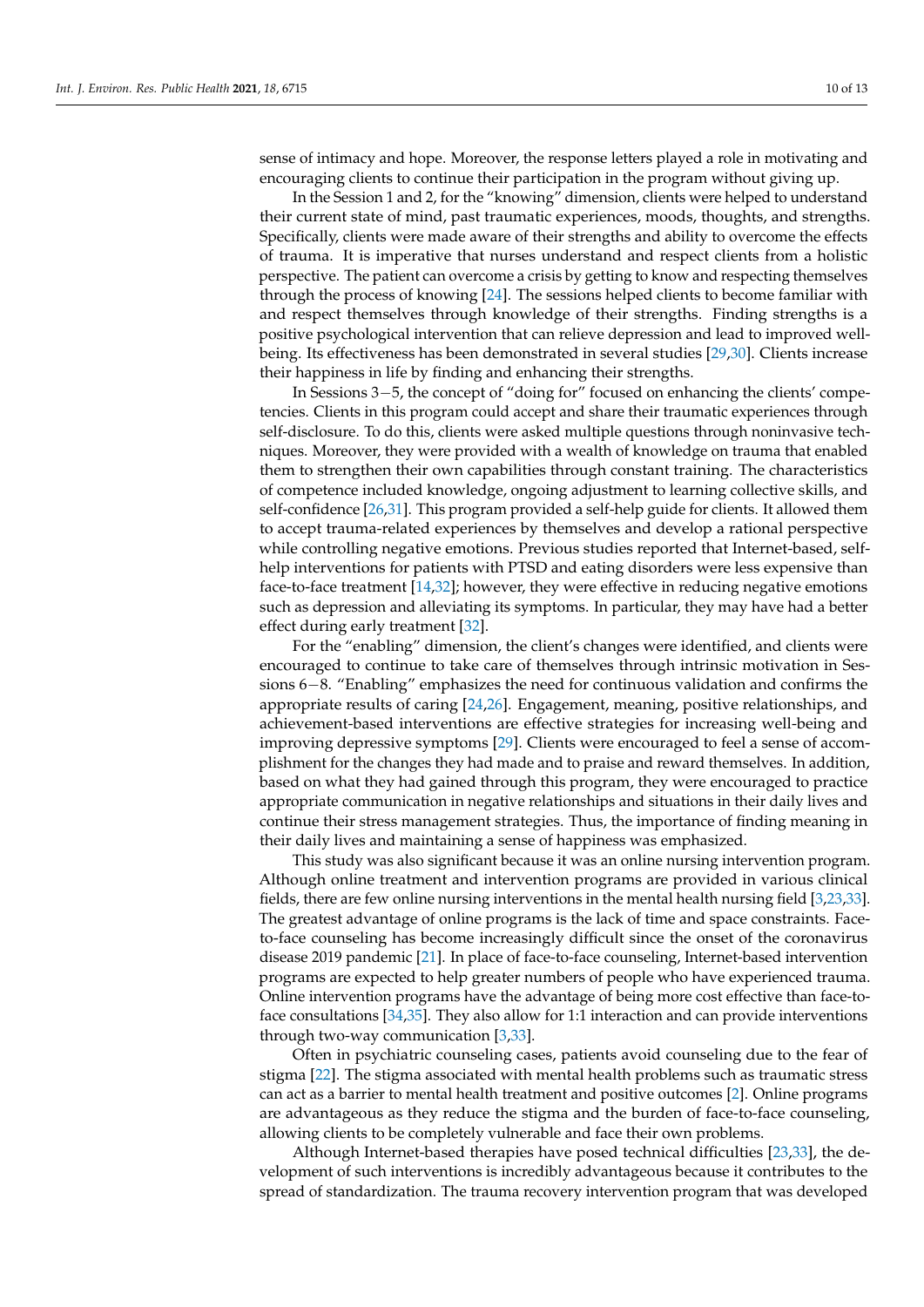sense of intimacy and hope. Moreover, the response letters played a role in motivating and encouraging clients to continue their participation in the program without giving up.

In the Session 1 and 2, for the "knowing" dimension, clients were helped to understand their current state of mind, past traumatic experiences, moods, thoughts, and strengths. Specifically, clients were made aware of their strengths and ability to overcome the effects of trauma. It is imperative that nurses understand and respect clients from a holistic perspective. The patient can overcome a crisis by getting to know and respecting themselves through the process of knowing [24]. The sessions helped clients to become familiar with and respect themselves through knowledge of their strengths. Finding strengths is a positive psychological intervention that can relieve depression and lead to improved well-being. Its effectiveness has been demonstrated in several studies [29,30]. Clients increase their happiness in life by finding and enhancing their strengths.

In Sessions 3−5, the concept of "doing for" focused on enhancing the clients' competencies. Clients in this program could accept and share their traumatic experiences through self-disclosure. To do this, clients were asked multiple questions through noninvasive techniques. Moreover, they were provided with a wealth of knowledge on trauma that enabled them to strengthen their own capabilities through constant training. The characteristics of competence included knowledge, ongoing adjustment to learning collective skills, and self-confidence [26,31]. This program provided a self-help guide for clients. It allowed them to accept trauma-related experiences by themselves and develop a rational perspective while controlling negative emotions. Previous studies reported that Internet-based, self-help interventions for patients with PTSD and eating disorders were less expensive than face-to-face treatment [14,32]; however, they were effective in reducing negative emotions such as depression and alleviating its symptoms. In particular, they may have had a better effect during early treatment [32].

For the "enabling" dimension, the client's changes were identified, and clients were encouraged to continue to take care of themselves through intrinsic motivation in Sessions 6−8. "Enabling" emphasizes the need for continuous validation and confirms the appropriate results of caring [24,26]. Engagement, meaning, positive relationships, and achievement-based interventions are effective strategies for increasing well-being and improving depressive symptoms [29]. Clients were encouraged to feel a sense of accomplishment for the changes they had made and to praise and reward themselves. In addition, based on what they had gained through this program, they were encouraged to practice appropriate communication in negative relationships and situations in their daily lives and continue their stress management strategies. Thus, the importance of finding meaning in their daily lives and maintaining a sense of happiness was emphasized.

This study was also significant because it was an online nursing intervention program. Although online treatment and intervention programs are provided in various clinical fields, there are few online nursing interventions in the mental health nursing field [3,23,33]. The greatest advantage of online programs is the lack of time and space constraints. Face-to-face counseling has become increasingly difficult since the onset of the coronavirus disease 2019 pandemic [21]. In place of face-to-face counseling, Internet-based intervention programs are expected to help greater numbers of people who have experienced trauma. Online intervention programs have the advantage of being more cost effective than face-to-face consultations [34,35]. They also allow for 1:1 interaction and can provide interventions through two-way communication [3,33].

Often in psychiatric counseling cases, patients avoid counseling due to the fear of stigma [22]. The stigma associated with mental health problems such as traumatic stress can act as a barrier to mental health treatment and positive outcomes [2]. Online programs are advantageous as they reduce the stigma and the burden of face-to-face counseling, allowing clients to be completely vulnerable and face their own problems.

Although Internet-based therapies have posed technical difficulties [23,33], the development of such interventions is incredibly advantageous because it contributes to the spread of standardization. The trauma recovery intervention program that was developed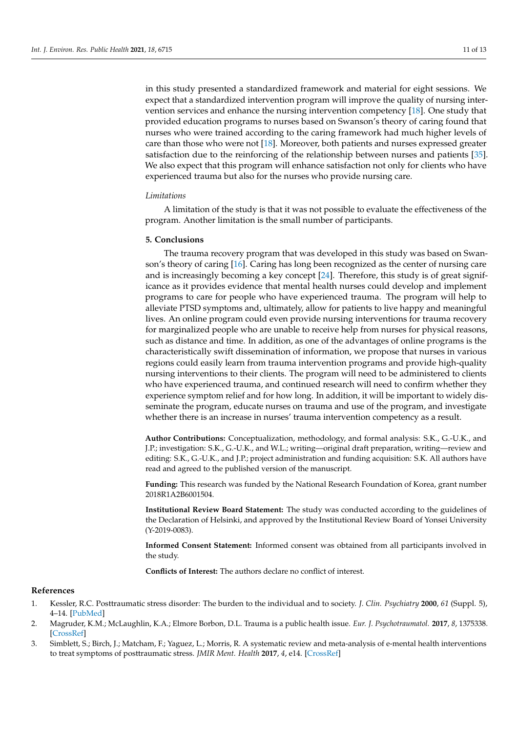in this study presented a standardized framework and material for eight sessions. We expect that a standardized intervention program will improve the quality of nursing intervention services and enhance the nursing intervention competency [18]. One study that provided education programs to nurses based on Swanson's theory of caring found that nurses who were trained according to the caring framework had much higher levels of care than those who were not [18]. Moreover, both patients and nurses expressed greater satisfaction due to the reinforcing of the relationship between nurses and patients [35]. We also expect that this program will enhance satisfaction not only for clients who have experienced trauma but also for the nurses who provide nursing care.

*Limitations*

A limitation of the study is that it was not possible to evaluate the effectiveness of the program. Another limitation is the small number of participants.

## 5. Conclusions

The trauma recovery program that was developed in this study was based on Swanson's theory of caring [16]. Caring has long been recognized as the center of nursing care and is increasingly becoming a key concept [24]. Therefore, this study is of great significance as it provides evidence that mental health nurses could develop and implement programs to care for people who have experienced trauma. The program will help to alleviate PTSD symptoms and, ultimately, allow for patients to live happy and meaningful lives. An online program could even provide nursing interventions for trauma recovery for marginalized people who are unable to receive help from nurses for physical reasons, such as distance and time. In addition, as one of the advantages of online programs is the characteristically swift dissemination of information, we propose that nurses in various regions could easily learn from trauma intervention programs and provide high-quality nursing interventions to their clients. The program will need to be administered to clients who have experienced trauma, and continued research will need to confirm whether they experience symptom relief and for how long. In addition, it will be important to widely disseminate the program, educate nurses on trauma and use of the program, and investigate whether there is an increase in nurses' trauma intervention competency as a result.

**Author Contributions:** Conceptualization, methodology, and formal analysis: S.K., G.-U.K., and J.P.; investigation: S.K., G.-U.K., and W.L.; writing—original draft preparation, writing—review and editing: S.K., G.-U.K., and J.P.; project administration and funding acquisition: S.K. All authors have read and agreed to the published version of the manuscript.

**Funding:** This research was funded by the National Research Foundation of Korea, grant number 2018R1A2B6001504.

**Institutional Review Board Statement:** The study was conducted according to the guidelines of the Declaration of Helsinki, and approved by the Institutional Review Board of Yonsei University (Y-2019-0083).

**Informed Consent Statement:** Informed consent was obtained from all participants involved in the study.

**Conflicts of Interest:** The authors declare no conflict of interest.

## References

1. Kessler, R.C. Posttraumatic stress disorder: The burden to the individual and to society. *J. Clin. Psychiatry* **2000**, *61* (Suppl. 5), 4–14. [PubMed]
2. Magruder, K.M.; McLaughlin, K.A.; Elmore Borbon, D.L. Trauma is a public health issue. *Eur. J. Psychotraumatol.* **2017**, *8*, 1375338. [CrossRef]
3. Simblett, S.; Birch, J.; Matcham, F.; Yaguez, L.; Morris, R. A systematic review and meta-analysis of e-mental health interventions to treat symptoms of posttraumatic stress. *JMIR Ment. Health* **2017**, *4*, e14. [CrossRef]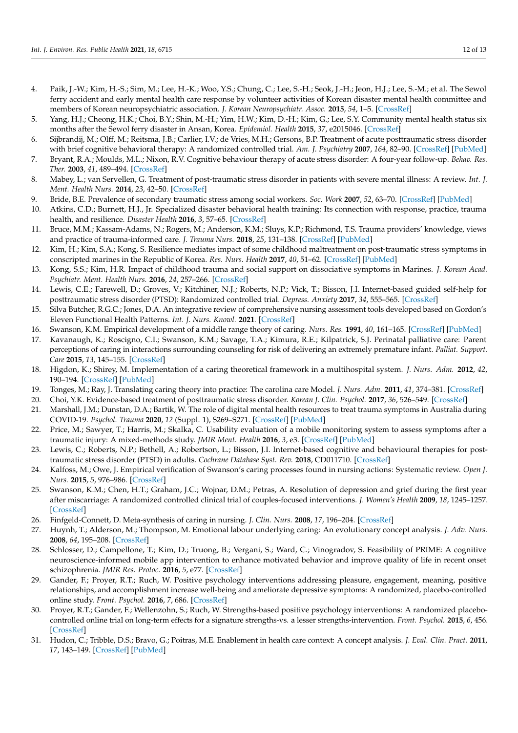4. Paik, J.-W.; Kim, H.-S.; Sim, M.; Lee, H.-K.; Woo, Y.S.; Chung, C.; Lee, S.-H.; Seok, J.-H.; Jeon, H.J.; Lee, S.-M.; et al. The Sewol ferry accident and early mental health care response by volunteer activities of Korean disaster mental health committee and members of Korean neuropsychiatric association. *J. Korean Neuropsychiatr. Assoc.* **2015**, *54*, 1–5. [CrossRef]
5. Yang, H.J.; Cheong, H.K.; Choi, B.Y.; Shin, M.-H.; Yim, H.W.; Kim, D.-H.; Kim, G.; Lee, S.Y. Community mental health status six months after the Sewol ferry disaster in Ansan, Korea. *Epidemiol. Health* **2015**, *37*, e2015046. [CrossRef]
6. Sijbrandij, M.; Olff, M.; Reitsma, J.B.; Carlier, I.V.; de Vries, M.H.; Gersons, B.P. Treatment of acute posttraumatic stress disorder with brief cognitive behavioral therapy: A randomized controlled trial. *Am. J. Psychiatry* **2007**, *164*, 82–90. [CrossRef] [PubMed]
7. Bryant, R.A.; Moulds, M.L.; Nixon, R.V. Cognitive behaviour therapy of acute stress disorder: A four-year follow-up. *Behav. Res. Ther.* **2003**, *41*, 489–494. [CrossRef]
8. Mabey, L.; van Servellen, G. Treatment of post-traumatic stress disorder in patients with severe mental illness: A review. *Int. J. Ment. Health Nurs.* **2014**, *23*, 42–50. [CrossRef]
9. Bride, B.E. Prevalence of secondary traumatic stress among social workers. *Soc. Work* **2007**, *52*, 63–70. [CrossRef] [PubMed]
10. Atkins, C.D.; Burnett, H.J., Jr. Specialized disaster behavioral health training: Its connection with response, practice, trauma health, and resilience. *Disaster Health* **2016**, *3*, 57–65. [CrossRef]
11. Bruce, M.M.; Kassam-Adams, N.; Rogers, M.; Anderson, K.M.; Sluys, K.P.; Richmond, T.S. Trauma providers' knowledge, views and practice of trauma-informed care. *J. Trauma Nurs.* **2018**, *25*, 131–138. [CrossRef] [PubMed]
12. Kim, H.; Kim, S.A.; Kong, S. Resilience mediates impact of some childhood maltreatment on post-traumatic stress symptoms in conscripted marines in the Republic of Korea. *Res. Nurs. Health* **2017**, *40*, 51–62. [CrossRef] [PubMed]
13. Kong, S.S.; Kim, H.R. Impact of childhood trauma and social support on dissociative symptoms in Marines. *J. Korean Acad. Psychiatr. Ment. Health Nurs.* **2016**, *24*, 257–266. [CrossRef]
14. Lewis, C.E.; Farewell, D.; Groves, V.; Kitchiner, N.J.; Roberts, N.P.; Vick, T.; Bisson, J.I. Internet-based guided self-help for posttraumatic stress disorder (PTSD): Randomized controlled trial. *Depress. Anxiety* **2017**, *34*, 555–565. [CrossRef]
15. Silva Butcher, R.G.C.; Jones, D.A. An integrative review of comprehensive nursing assessment tools developed based on Gordon's Eleven Functional Health Patterns. *Int. J. Nurs. Knowl.* **2021**. [CrossRef]
16. Swanson, K.M. Empirical development of a middle range theory of caring. *Nurs. Res.* **1991**, *40*, 161–165. [CrossRef] [PubMed]
17. Kavanaugh, K.; Roscigno, C.I.; Swanson, K.M.; Savage, T.A.; Kimura, R.E.; Kilpatrick, S.J. Perinatal palliative care: Parent perceptions of caring in interactions surrounding counseling for risk of delivering an extremely premature infant. *Palliat. Support. Care* **2015**, *13*, 145–155. [CrossRef]
18. Higdon, K.; Shirey, M. Implementation of a caring theoretical framework in a multihospital system. *J. Nurs. Adm.* **2012**, *42*, 190–194. [CrossRef] [PubMed]
19. Tonges, M.; Ray, J. Translating caring theory into practice: The carolina care Model. *J. Nurs. Adm.* **2011**, *41*, 374–381. [CrossRef]
20. Choi, Y.K. Evidence-based treatment of posttraumatic stress disorder. *Korean J. Clin. Psychol.* **2017**, *36*, 526–549. [CrossRef]
21. Marshall, J.M.; Dunstan, D.A.; Bartik, W. The role of digital mental health resources to treat trauma symptoms in Australia during COVID-19. *Psychol. Trauma* **2020**, *12* (Suppl. 1), S269–S271. [CrossRef] [PubMed]
22. Price, M.; Sawyer, T.; Harris, M.; Skalka, C. Usability evaluation of a mobile monitoring system to assess symptoms after a traumatic injury: A mixed-methods study. *JMIR Ment. Health* **2016**, *3*, e3. [CrossRef] [PubMed]
23. Lewis, C.; Roberts, N.P.; Bethell, A.; Robertson, L.; Bisson, J.I. Internet-based cognitive and behavioural therapies for post-traumatic stress disorder (PTSD) in adults. *Cochrane Database Syst. Rev.* **2018**, CD011710. [CrossRef]
24. Kalfoss, M.; Owe, J. Empirical verification of Swanson's caring processes found in nursing actions: Systematic review. *Open J. Nurs.* **2015**, *5*, 976–986. [CrossRef]
25. Swanson, K.M.; Chen, H.T.; Graham, J.C.; Wojnar, D.M.; Petras, A. Resolution of depression and grief during the first year after miscarriage: A randomized controlled clinical trial of couples-focused interventions. *J. Women's Health* **2009**, *18*, 1245–1257. [CrossRef]
26. Finfgeld-Connett, D. Meta-synthesis of caring in nursing. *J. Clin. Nurs.* **2008**, *17*, 196–204. [CrossRef]
27. Huynh, T.; Alderson, M.; Thompson, M. Emotional labour underlying caring: An evolutionary concept analysis. *J. Adv. Nurs.* **2008**, *64*, 195–208. [CrossRef]
28. Schlosser, D.; Campellone, T.; Kim, D.; Truong, B.; Vergani, S.; Ward, C.; Vinogradov, S. Feasibility of PRIME: A cognitive neuroscience-informed mobile app intervention to enhance motivated behavior and improve quality of life in recent onset schizophrenia. *JMIR Res. Protoc.* **2016**, *5*, e77. [CrossRef]
29. Gander, F.; Proyer, R.T.; Ruch, W. Positive psychology interventions addressing pleasure, engagement, meaning, positive relationships, and accomplishment increase well-being and ameliorate depressive symptoms: A randomized, placebo-controlled online study. *Front. Psychol.* **2016**, *7*, 686. [CrossRef]
30. Proyer, R.T.; Gander, F.; Wellenzohn, S.; Ruch, W. Strengths-based positive psychology interventions: A randomized placebo-controlled online trial on long-term effects for a signature strengths-vs. a lesser strengths-intervention. *Front. Psychol.* **2015**, *6*, 456. [CrossRef]
31. Hudon, C.; Tribble, D.S.; Bravo, G.; Poitras, M.E. Enablement in health care context: A concept analysis. *J. Eval. Clin. Pract.* **2011**, *17*, 143–149. [CrossRef] [PubMed]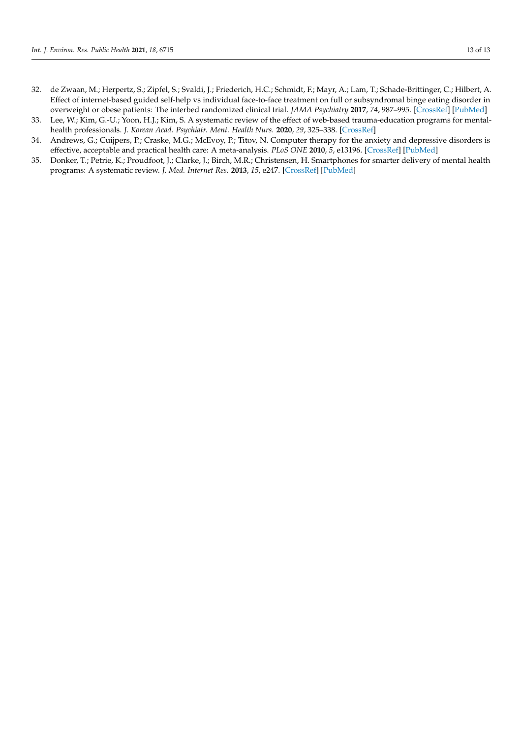32. de Zwaan, M.; Herpertz, S.; Zipfel, S.; Svaldi, J.; Friederich, H.C.; Schmidt, F.; Mayr, A.; Lam, T.; Schade-Brittinger, C.; Hilbert, A. Effect of internet-based guided self-help vs individual face-to-face treatment on full or subsyndromal binge eating disorder in overweight or obese patients: The interbed randomized clinical trial. *JAMA Psychiatry* **2017**, *74*, 987–995. [CrossRef] [PubMed]
33. Lee, W.; Kim, G.-U.; Yoon, H.J.; Kim, S. A systematic review of the effect of web-based trauma-education programs for mental-health professionals. *J. Korean Acad. Psychiatr. Ment. Health Nurs.* **2020**, *29*, 325–338. [CrossRef]
34. Andrews, G.; Cuijpers, P.; Craske, M.G.; McEvoy, P.; Titov, N. Computer therapy for the anxiety and depressive disorders is effective, acceptable and practical health care: A meta-analysis. *PLoS ONE* **2010**, *5*, e13196. [CrossRef] [PubMed]
35. Donker, T.; Petrie, K.; Proudfoot, J.; Clarke, J.; Birch, M.R.; Christensen, H. Smartphones for smarter delivery of mental health programs: A systematic review. *J. Med. Internet Res.* **2013**, *15*, e247. [CrossRef] [PubMed]